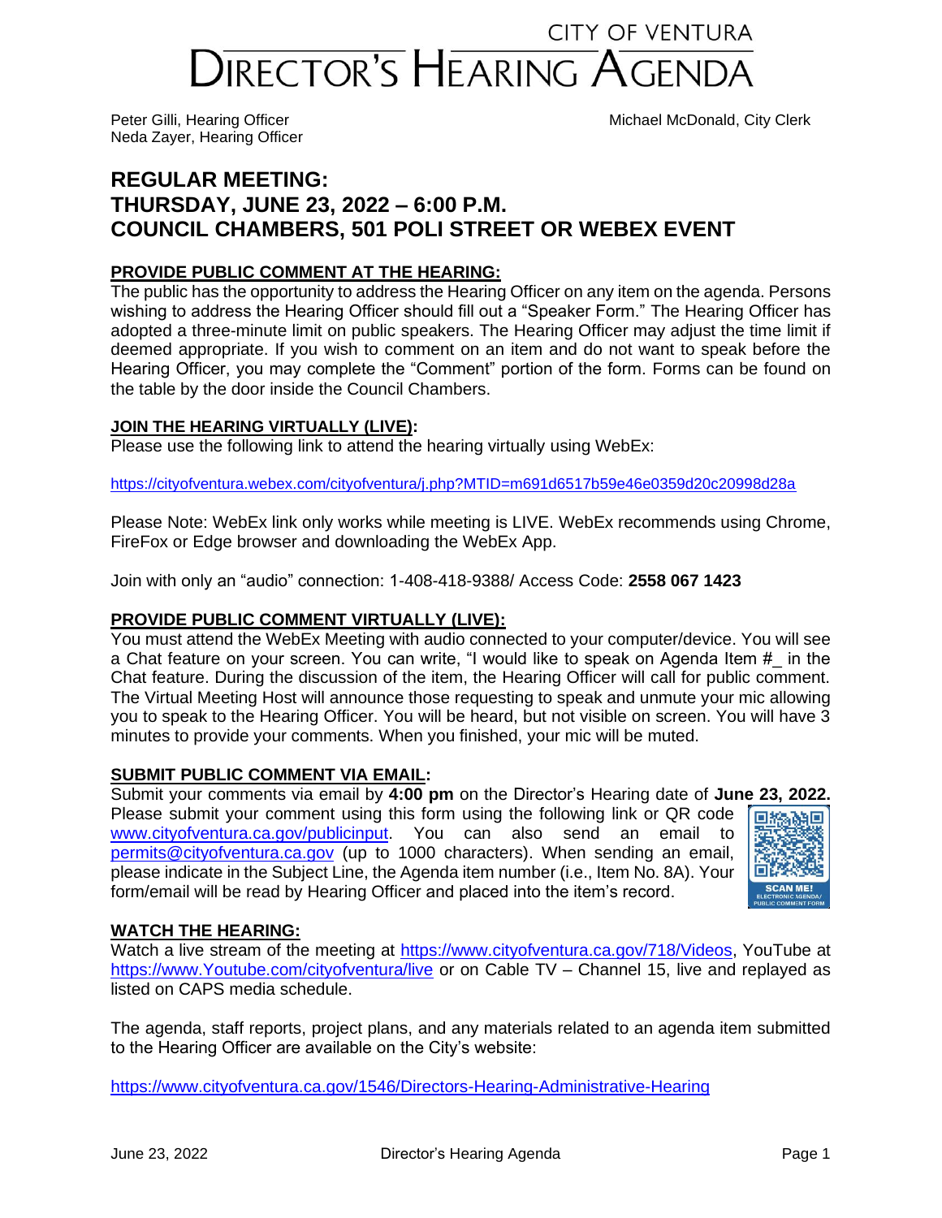# CITY OF VENTURA DIRECTOR'S HEARING AGENDA

Peter Gilli, Hearing Officer
Neda Zayer, Hearing Officer

Michael McDonald, City Clerk

## REGULAR MEETING:
## THURSDAY, JUNE 23, 2022 – 6:00 P.M.
## COUNCIL CHAMBERS, 501 POLI STREET OR WEBEX EVENT

### PROVIDE PUBLIC COMMENT AT THE HEARING:

The public has the opportunity to address the Hearing Officer on any item on the agenda. Persons wishing to address the Hearing Officer should fill out a "Speaker Form." The Hearing Officer has adopted a three-minute limit on public speakers. The Hearing Officer may adjust the time limit if deemed appropriate. If you wish to comment on an item and do not want to speak before the Hearing Officer, you may complete the "Comment" portion of the form. Forms can be found on the table by the door inside the Council Chambers.

### JOIN THE HEARING VIRTUALLY (LIVE):

Please use the following link to attend the hearing virtually using WebEx:

https://cityofventura.webex.com/cityofventura/j.php?MTID=m691d6517b59e46e0359d20c20998d28a

Please Note: WebEx link only works while meeting is LIVE. WebEx recommends using Chrome, FireFox or Edge browser and downloading the WebEx App.

Join with only an "audio" connection: 1-408-418-9388/ Access Code: **2558 067 1423**

### PROVIDE PUBLIC COMMENT VIRTUALLY (LIVE):

You must attend the WebEx Meeting with audio connected to your computer/device. You will see a Chat feature on your screen. You can write, "I would like to speak on Agenda Item #_ in the Chat feature. During the discussion of the item, the Hearing Officer will call for public comment. The Virtual Meeting Host will announce those requesting to speak and unmute your mic allowing you to speak to the Hearing Officer. You will be heard, but not visible on screen. You will have 3 minutes to provide your comments. When you finished, your mic will be muted.

### SUBMIT PUBLIC COMMENT VIA EMAIL:

Submit your comments via email by **4:00 pm** on the Director's Hearing date of **June 23, 2022.** Please submit your comment using this form using the following link or QR code www.cityofventura.ca.gov/publicinput. You can also send an email to permits@cityofventura.ca.gov (up to 1000 characters). When sending an email, please indicate in the Subject Line, the Agenda item number (i.e., Item No. 8A). Your form/email will be read by Hearing Officer and placed into the item's record.

SCAN ME! ELECTRONIC AGENDA/ PUBLIC COMMENT FORM

### WATCH THE HEARING:

Watch a live stream of the meeting at https://www.cityofventura.ca.gov/718/Videos, YouTube at https://www.Youtube.com/cityofventura/live or on Cable TV – Channel 15, live and replayed as listed on CAPS media schedule.

The agenda, staff reports, project plans, and any materials related to an agenda item submitted to the Hearing Officer are available on the City's website:

https://www.cityofventura.ca.gov/1546/Directors-Hearing-Administrative-Hearing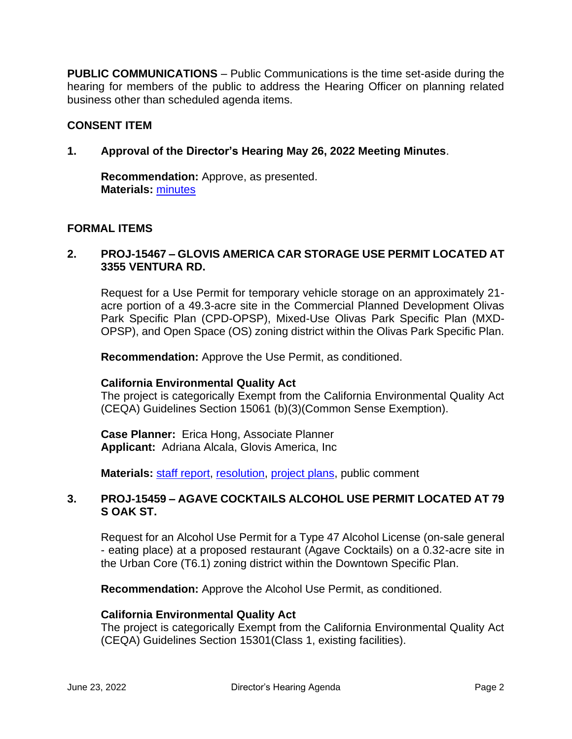**PUBLIC COMMUNICATIONS** – Public Communications is the time set-aside during the hearing for members of the public to address the Hearing Officer on planning related business other than scheduled agenda items.

## CONSENT ITEM

**1. Approval of the Director's Hearing May 26, 2022 Meeting Minutes**.

**Recommendation:** Approve, as presented.
**Materials:** minutes

## FORMAL ITEMS

**2. PROJ-15467 – GLOVIS AMERICA CAR STORAGE USE PERMIT LOCATED AT 3355 VENTURA RD.**

Request for a Use Permit for temporary vehicle storage on an approximately 21-acre portion of a 49.3-acre site in the Commercial Planned Development Olivas Park Specific Plan (CPD-OPSP), Mixed-Use Olivas Park Specific Plan (MXD-OPSP), and Open Space (OS) zoning district within the Olivas Park Specific Plan.

**Recommendation:** Approve the Use Permit, as conditioned.

**California Environmental Quality Act**
The project is categorically Exempt from the California Environmental Quality Act (CEQA) Guidelines Section 15061 (b)(3)(Common Sense Exemption).

**Case Planner:** Erica Hong, Associate Planner
**Applicant:** Adriana Alcala, Glovis America, Inc

**Materials:** staff report, resolution, project plans, public comment

**3. PROJ-15459 – AGAVE COCKTAILS ALCOHOL USE PERMIT LOCATED AT 79 S OAK ST.**

Request for an Alcohol Use Permit for a Type 47 Alcohol License (on-sale general - eating place) at a proposed restaurant (Agave Cocktails) on a 0.32-acre site in the Urban Core (T6.1) zoning district within the Downtown Specific Plan.

**Recommendation:** Approve the Alcohol Use Permit, as conditioned.

**California Environmental Quality Act**
The project is categorically Exempt from the California Environmental Quality Act (CEQA) Guidelines Section 15301(Class 1, existing facilities).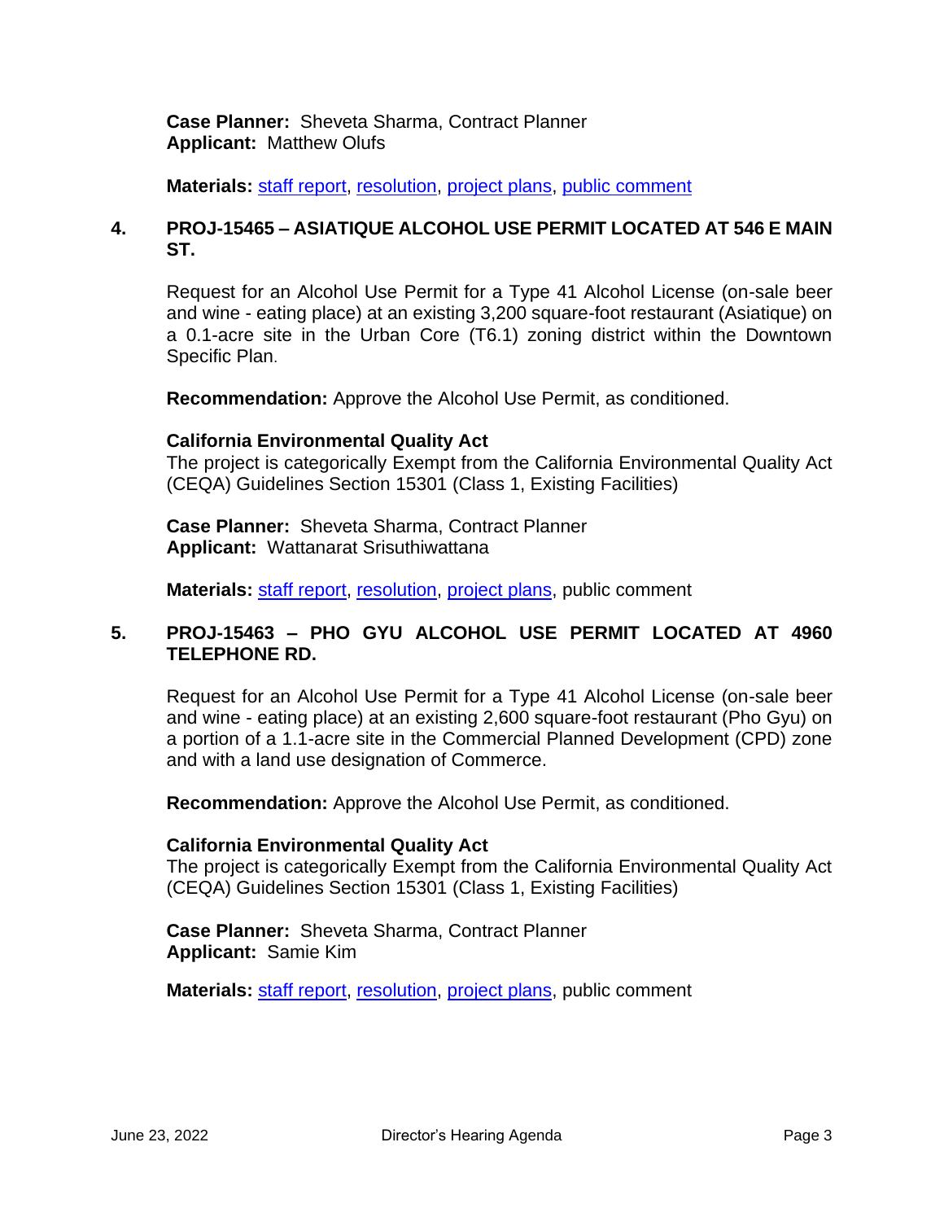**Case Planner:** Sheveta Sharma, Contract Planner
**Applicant:** Matthew Olufs

**Materials:** staff report, resolution, project plans, public comment

## 4. PROJ-15465 – ASIATIQUE ALCOHOL USE PERMIT LOCATED AT 546 E MAIN ST.

Request for an Alcohol Use Permit for a Type 41 Alcohol License (on-sale beer and wine - eating place) at an existing 3,200 square-foot restaurant (Asiatique) on a 0.1-acre site in the Urban Core (T6.1) zoning district within the Downtown Specific Plan.

**Recommendation:** Approve the Alcohol Use Permit, as conditioned.

**California Environmental Quality Act**
The project is categorically Exempt from the California Environmental Quality Act (CEQA) Guidelines Section 15301 (Class 1, Existing Facilities)

**Case Planner:** Sheveta Sharma, Contract Planner
**Applicant:** Wattanarat Srisuthiwattana

**Materials:** staff report, resolution, project plans, public comment

## 5. PROJ-15463 – PHO GYU ALCOHOL USE PERMIT LOCATED AT 4960 TELEPHONE RD.

Request for an Alcohol Use Permit for a Type 41 Alcohol License (on-sale beer and wine - eating place) at an existing 2,600 square-foot restaurant (Pho Gyu) on a portion of a 1.1-acre site in the Commercial Planned Development (CPD) zone and with a land use designation of Commerce.

**Recommendation:** Approve the Alcohol Use Permit, as conditioned.

**California Environmental Quality Act**
The project is categorically Exempt from the California Environmental Quality Act (CEQA) Guidelines Section 15301 (Class 1, Existing Facilities)

**Case Planner:** Sheveta Sharma, Contract Planner
**Applicant:** Samie Kim

**Materials:** staff report, resolution, project plans, public comment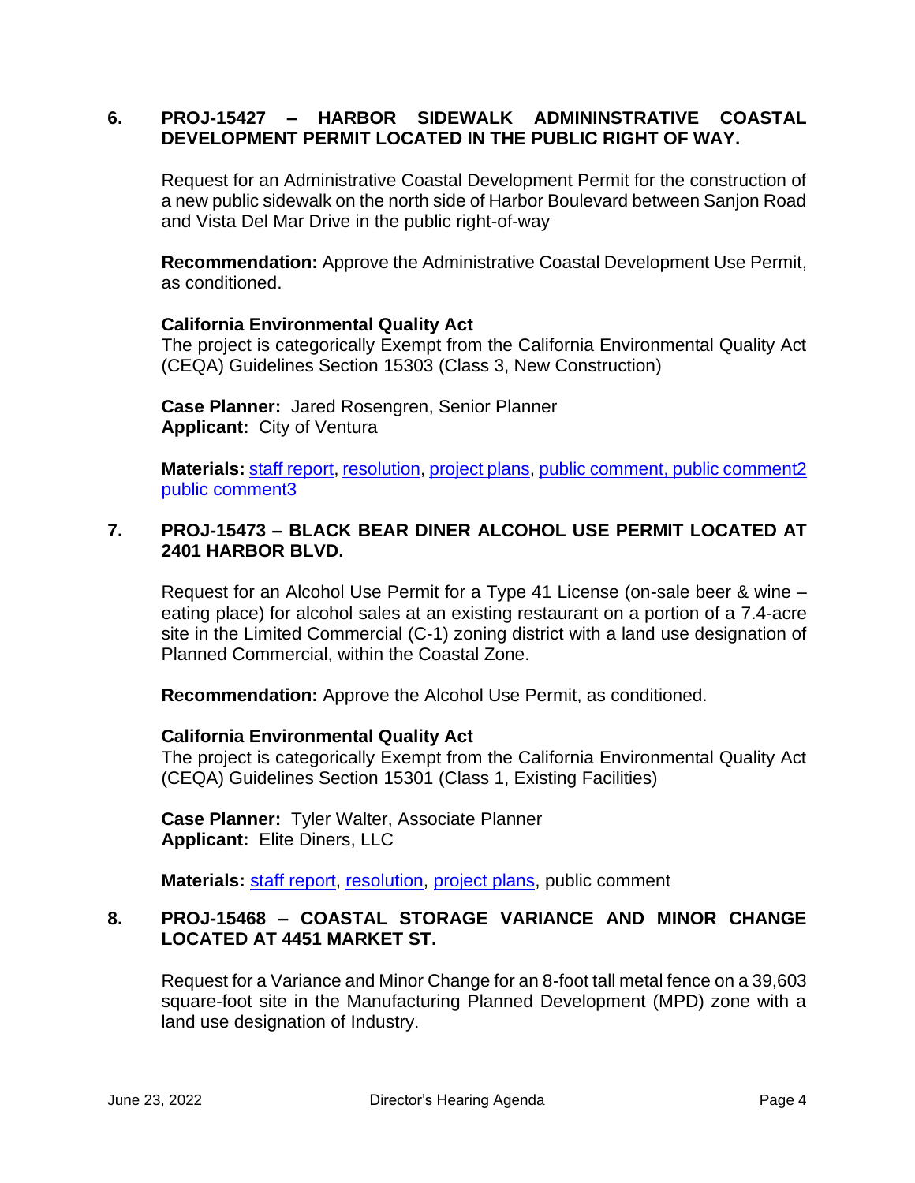**6. PROJ-15427 – HARBOR SIDEWALK ADMININSTRATIVE COASTAL DEVELOPMENT PERMIT LOCATED IN THE PUBLIC RIGHT OF WAY.**

Request for an Administrative Coastal Development Permit for the construction of a new public sidewalk on the north side of Harbor Boulevard between Sanjon Road and Vista Del Mar Drive in the public right-of-way

**Recommendation:** Approve the Administrative Coastal Development Use Permit, as conditioned.

**California Environmental Quality Act**
The project is categorically Exempt from the California Environmental Quality Act (CEQA) Guidelines Section 15303 (Class 3, New Construction)

**Case Planner:** Jared Rosengren, Senior Planner
**Applicant:** City of Ventura

**Materials:** staff report, resolution, project plans, public comment, public comment2 public comment3

**7. PROJ-15473 – BLACK BEAR DINER ALCOHOL USE PERMIT LOCATED AT 2401 HARBOR BLVD.**

Request for an Alcohol Use Permit for a Type 41 License (on-sale beer & wine – eating place) for alcohol sales at an existing restaurant on a portion of a 7.4-acre site in the Limited Commercial (C-1) zoning district with a land use designation of Planned Commercial, within the Coastal Zone.

**Recommendation:** Approve the Alcohol Use Permit, as conditioned.

**California Environmental Quality Act**
The project is categorically Exempt from the California Environmental Quality Act (CEQA) Guidelines Section 15301 (Class 1, Existing Facilities)

**Case Planner:** Tyler Walter, Associate Planner
**Applicant:** Elite Diners, LLC

**Materials:** staff report, resolution, project plans, public comment

**8. PROJ-15468 – COASTAL STORAGE VARIANCE AND MINOR CHANGE LOCATED AT 4451 MARKET ST.**

Request for a Variance and Minor Change for an 8-foot tall metal fence on a 39,603 square-foot site in the Manufacturing Planned Development (MPD) zone with a land use designation of Industry.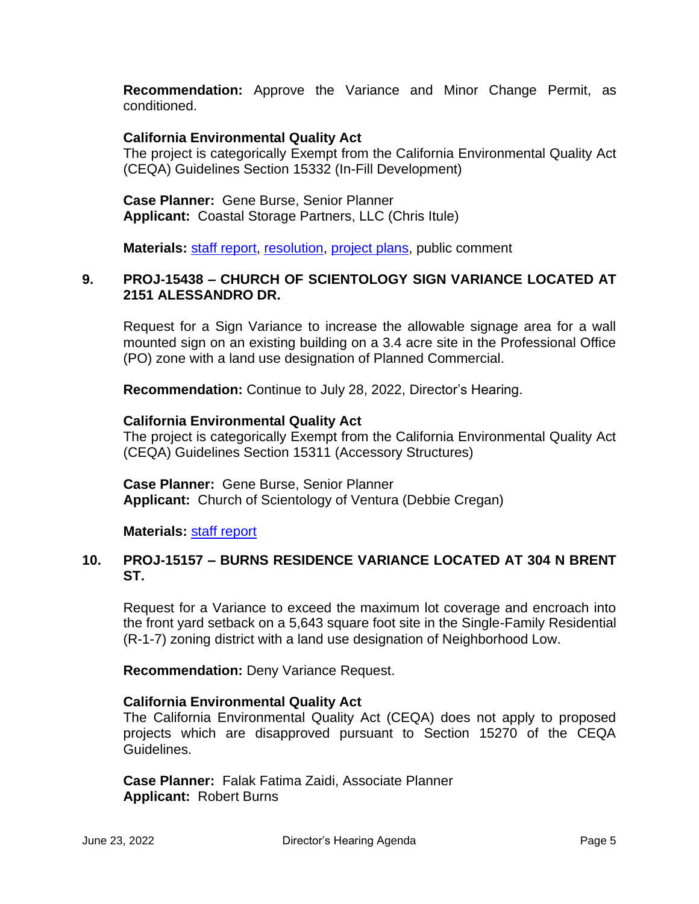**Recommendation:** Approve the Variance and Minor Change Permit, as conditioned.

**California Environmental Quality Act**
The project is categorically Exempt from the California Environmental Quality Act (CEQA) Guidelines Section 15332 (In-Fill Development)

**Case Planner:** Gene Burse, Senior Planner
**Applicant:** Coastal Storage Partners, LLC (Chris Itule)

**Materials:** staff report, resolution, project plans, public comment

**9. PROJ-15438 – CHURCH OF SCIENTOLOGY SIGN VARIANCE LOCATED AT 2151 ALESSANDRO DR.**

Request for a Sign Variance to increase the allowable signage area for a wall mounted sign on an existing building on a 3.4 acre site in the Professional Office (PO) zone with a land use designation of Planned Commercial.

**Recommendation:** Continue to July 28, 2022, Director's Hearing.

**California Environmental Quality Act**
The project is categorically Exempt from the California Environmental Quality Act (CEQA) Guidelines Section 15311 (Accessory Structures)

**Case Planner:** Gene Burse, Senior Planner
**Applicant:** Church of Scientology of Ventura (Debbie Cregan)

**Materials:** staff report

**10. PROJ-15157 – BURNS RESIDENCE VARIANCE LOCATED AT 304 N BRENT ST.**

Request for a Variance to exceed the maximum lot coverage and encroach into the front yard setback on a 5,643 square foot site in the Single-Family Residential (R-1-7) zoning district with a land use designation of Neighborhood Low.

**Recommendation:** Deny Variance Request.

**California Environmental Quality Act**
The California Environmental Quality Act (CEQA) does not apply to proposed projects which are disapproved pursuant to Section 15270 of the CEQA Guidelines.

**Case Planner:** Falak Fatima Zaidi, Associate Planner
**Applicant:** Robert Burns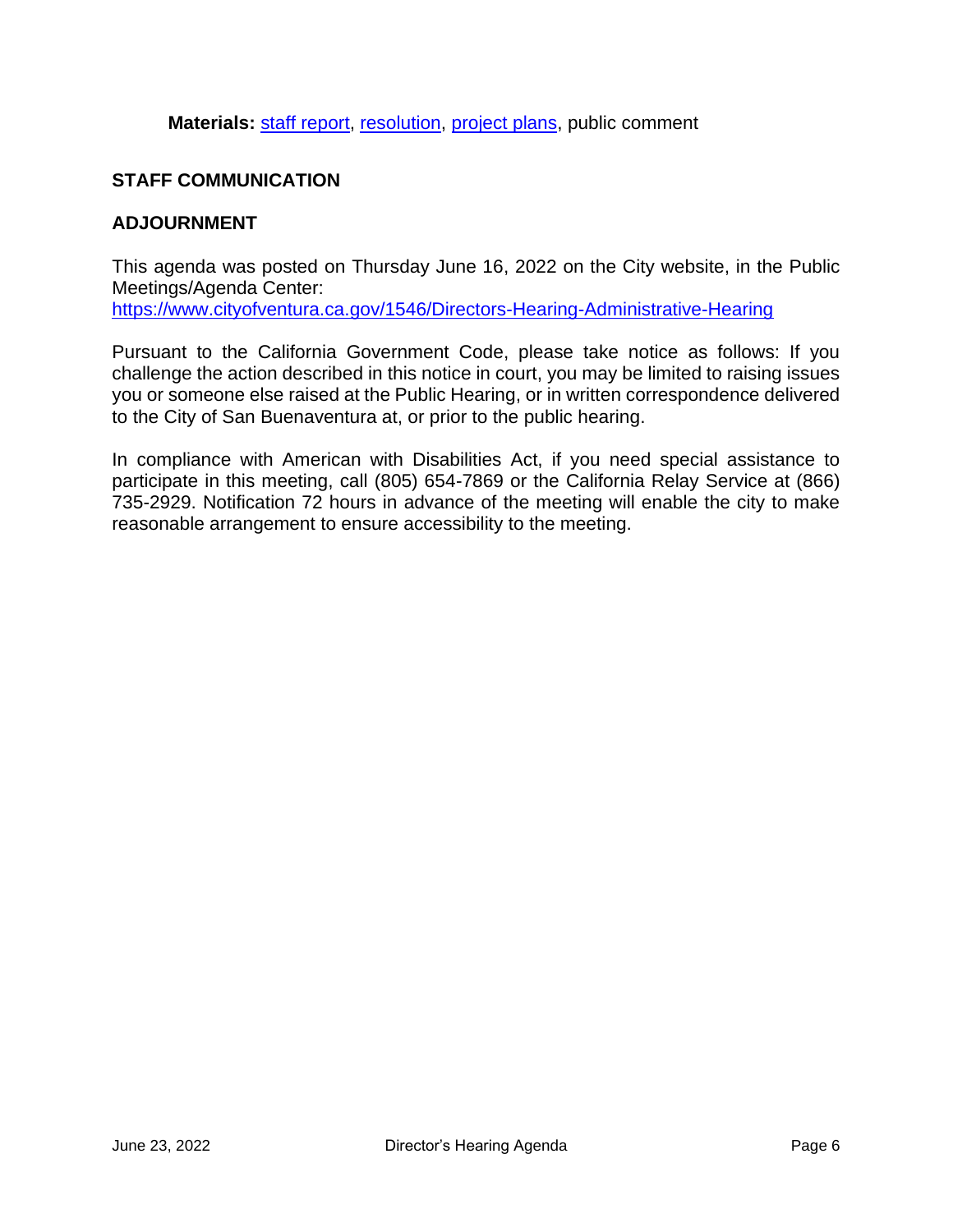**Materials:** staff report, resolution, project plans, public comment

## STAFF COMMUNICATION

## ADJOURNMENT

This agenda was posted on Thursday June 16, 2022 on the City website, in the Public Meetings/Agenda Center:
https://www.cityofventura.ca.gov/1546/Directors-Hearing-Administrative-Hearing

Pursuant to the California Government Code, please take notice as follows: If you challenge the action described in this notice in court, you may be limited to raising issues you or someone else raised at the Public Hearing, or in written correspondence delivered to the City of San Buenaventura at, or prior to the public hearing.

In compliance with American with Disabilities Act, if you need special assistance to participate in this meeting, call (805) 654-7869 or the California Relay Service at (866) 735-2929. Notification 72 hours in advance of the meeting will enable the city to make reasonable arrangement to ensure accessibility to the meeting.